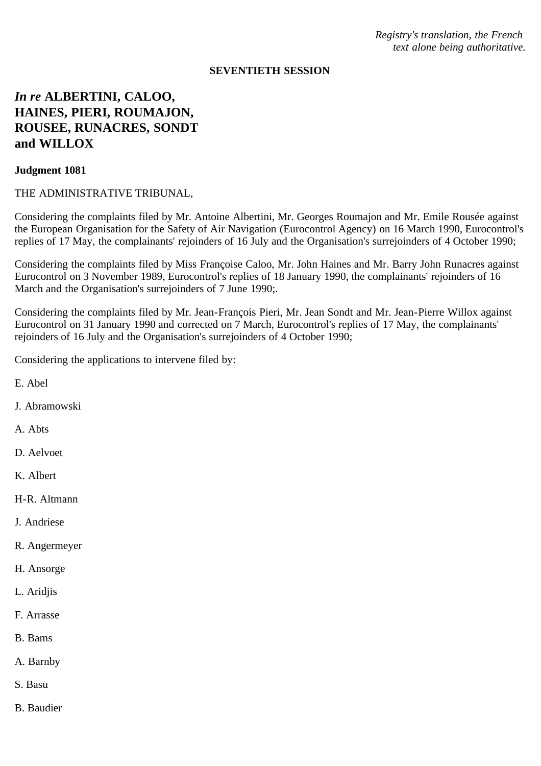*Registry's translation, the French text alone being authoritative.*

**SEVENTIETH SESSION**

# *In re* ALBERTINI, CALOO, HAINES, PIERI, ROUMAJON, ROUSEE, RUNACRES, SONDT and WILLOX

**Judgment 1081**

THE ADMINISTRATIVE TRIBUNAL,

Considering the complaints filed by Mr. Antoine Albertini, Mr. Georges Roumajon and Mr. Emile Rousée against the European Organisation for the Safety of Air Navigation (Eurocontrol Agency) on 16 March 1990, Eurocontrol's replies of 17 May, the complainants' rejoinders of 16 July and the Organisation's surrejoinders of 4 October 1990;

Considering the complaints filed by Miss Françoise Caloo, Mr. John Haines and Mr. Barry John Runacres against Eurocontrol on 3 November 1989, Eurocontrol's replies of 18 January 1990, the complainants' rejoinders of 16 March and the Organisation's surrejoinders of 7 June 1990;.

Considering the complaints filed by Mr. Jean-François Pieri, Mr. Jean Sondt and Mr. Jean-Pierre Willox against Eurocontrol on 31 January 1990 and corrected on 7 March, Eurocontrol's replies of 17 May, the complainants' rejoinders of 16 July and the Organisation's surrejoinders of 4 October 1990;

Considering the applications to intervene filed by:

E. Abel

J. Abramowski

A. Abts

D. Aelvoet

K. Albert

H-R. Altmann

J. Andriese

R. Angermeyer

H. Ansorge

L. Aridjis

F. Arrasse

B. Bams

A. Barnby

S. Basu

B. Baudier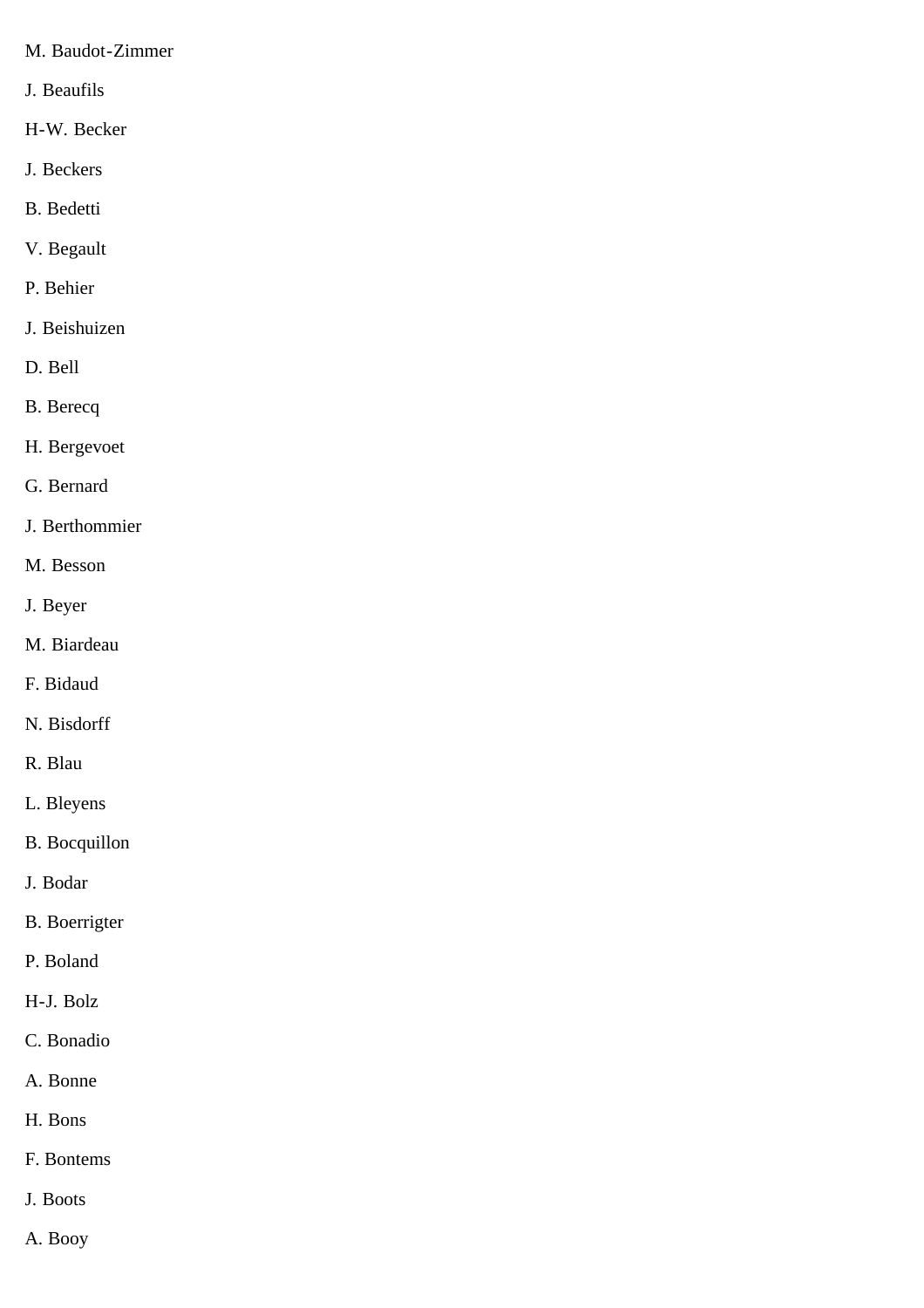M. Baudot-Zimmer

J. Beaufils

H-W. Becker

J. Beckers

B. Bedetti

V. Begault

P. Behier

J. Beishuizen

D. Bell

B. Berecq

H. Bergevoet

G. Bernard

J. Berthommier

M. Besson

J. Beyer

M. Biardeau

F. Bidaud

N. Bisdorff

R. Blau

L. Bleyens

B. Bocquillon

J. Bodar

B. Boerrigter

P. Boland

H-J. Bolz

C. Bonadio

A. Bonne

H. Bons

F. Bontems

J. Boots

A. Booy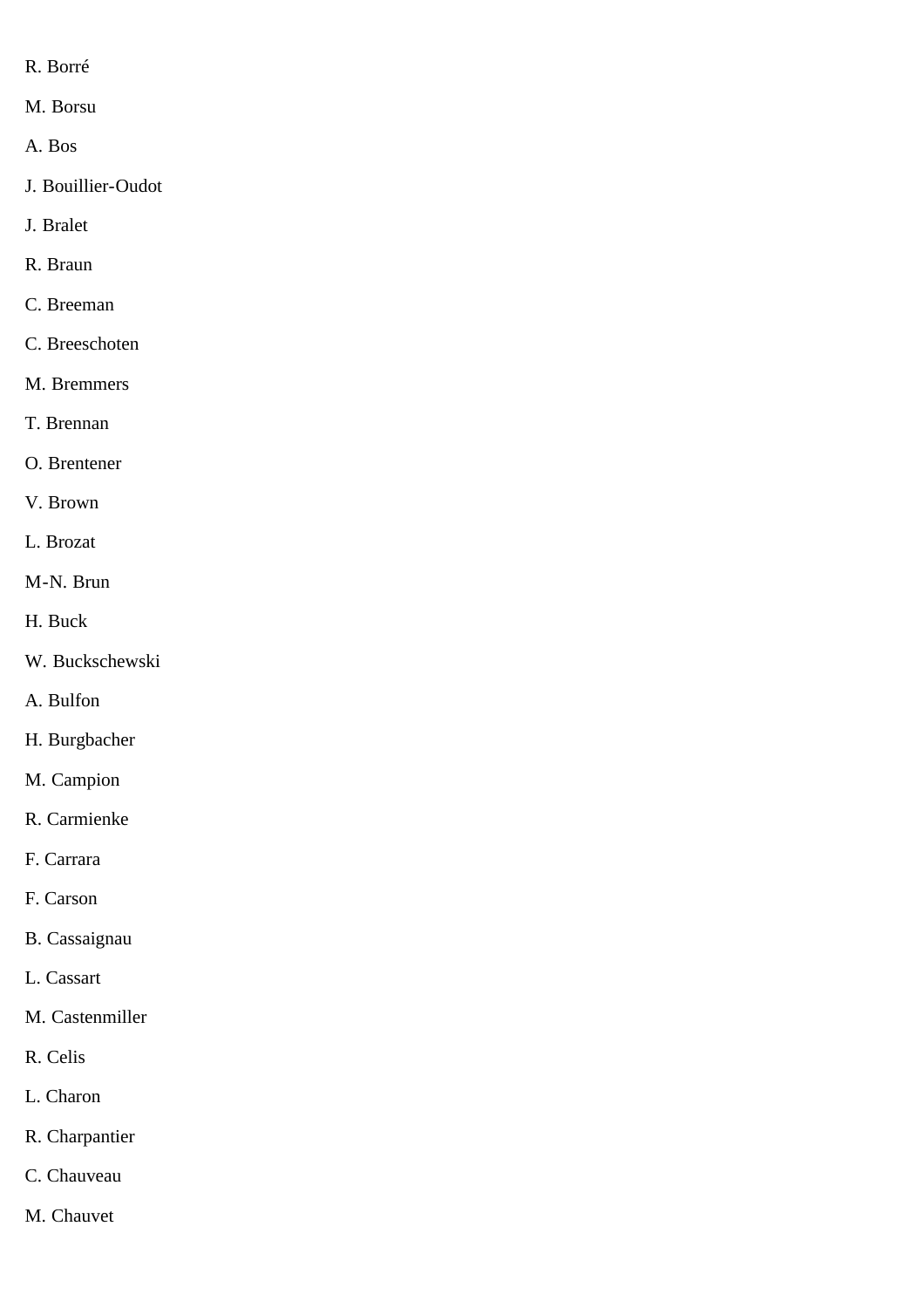R. Borré

M. Borsu

A. Bos

J. Bouillier-Oudot

J. Bralet

R. Braun

C. Breeman

C. Breeschoten

M. Bremmers

T. Brennan

O. Brentener

V. Brown

L. Brozat

M-N. Brun

H. Buck

W. Buckschewski

A. Bulfon

H. Burgbacher

M. Campion

R. Carmienke

F. Carrara

F. Carson

B. Cassaignau

L. Cassart

M. Castenmiller

R. Celis

L. Charon

R. Charpantier

C. Chauveau

M. Chauvet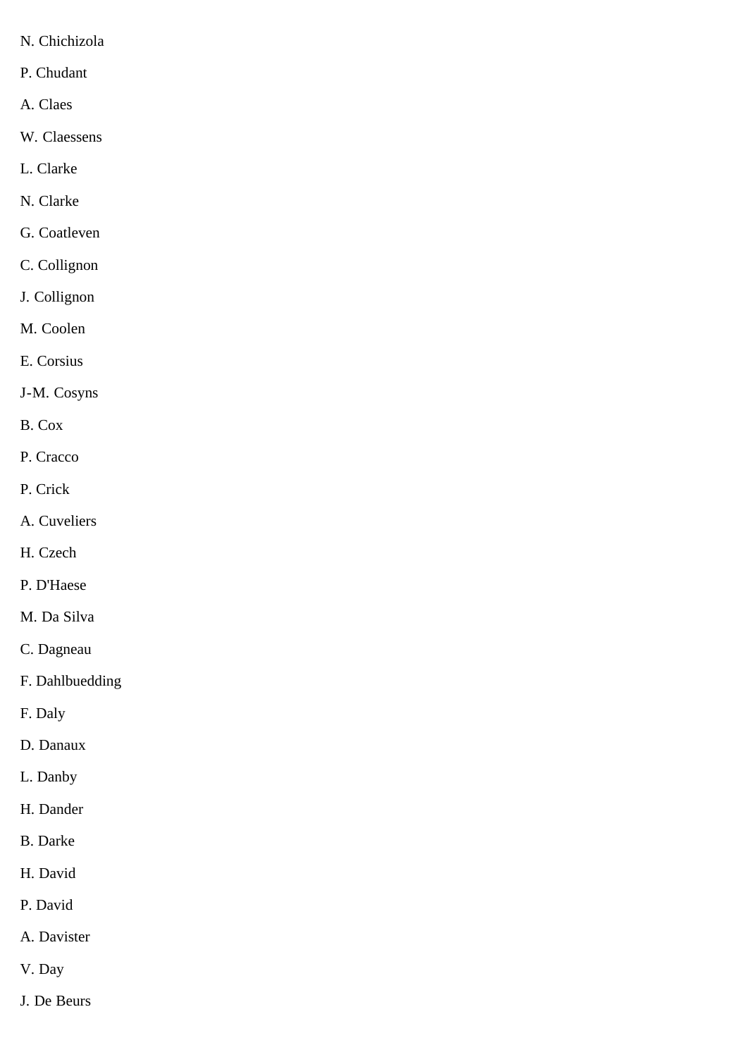N. Chichizola

P. Chudant

A. Claes

W. Claessens

L. Clarke

N. Clarke

G. Coatleven

C. Collignon

J. Collignon

M. Coolen

E. Corsius

J-M. Cosyns

B. Cox

P. Cracco

P. Crick

A. Cuveliers

H. Czech

P. D'Haese

M. Da Silva

C. Dagneau

F. Dahlbuedding

F. Daly

D. Danaux

L. Danby

H. Dander

B. Darke

H. David

P. David

A. Davister

V. Day

J. De Beurs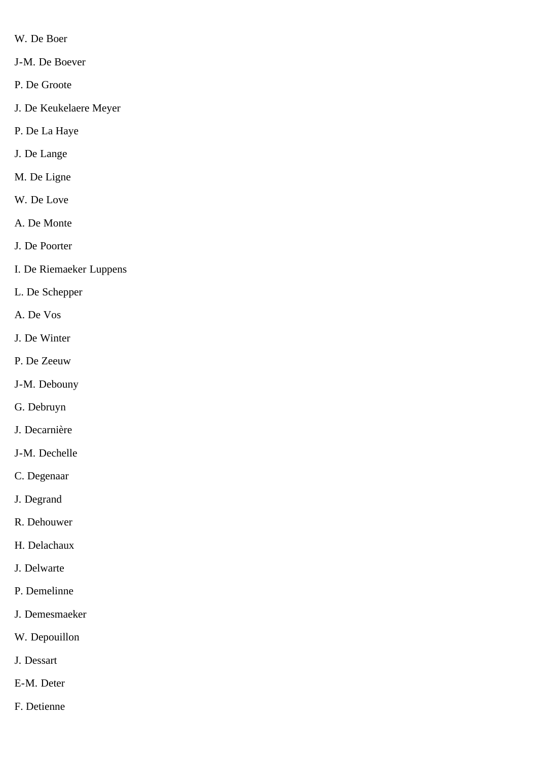W. De Boer

J-M. De Boever

P. De Groote

J. De Keukelaere Meyer

P. De La Haye

J. De Lange

M. De Ligne

W. De Love

A. De Monte

J. De Poorter

I. De Riemaeker Luppens

L. De Schepper

A. De Vos

J. De Winter

P. De Zeeuw

J-M. Debouny

G. Debruyn

J. Decarnière

J-M. Dechelle

C. Degenaar

J. Degrand

R. Dehouwer

H. Delachaux

J. Delwarte

P. Demelinne

J. Demesmaeker

W. Depouillon

J. Dessart

E-M. Deter

F. Detienne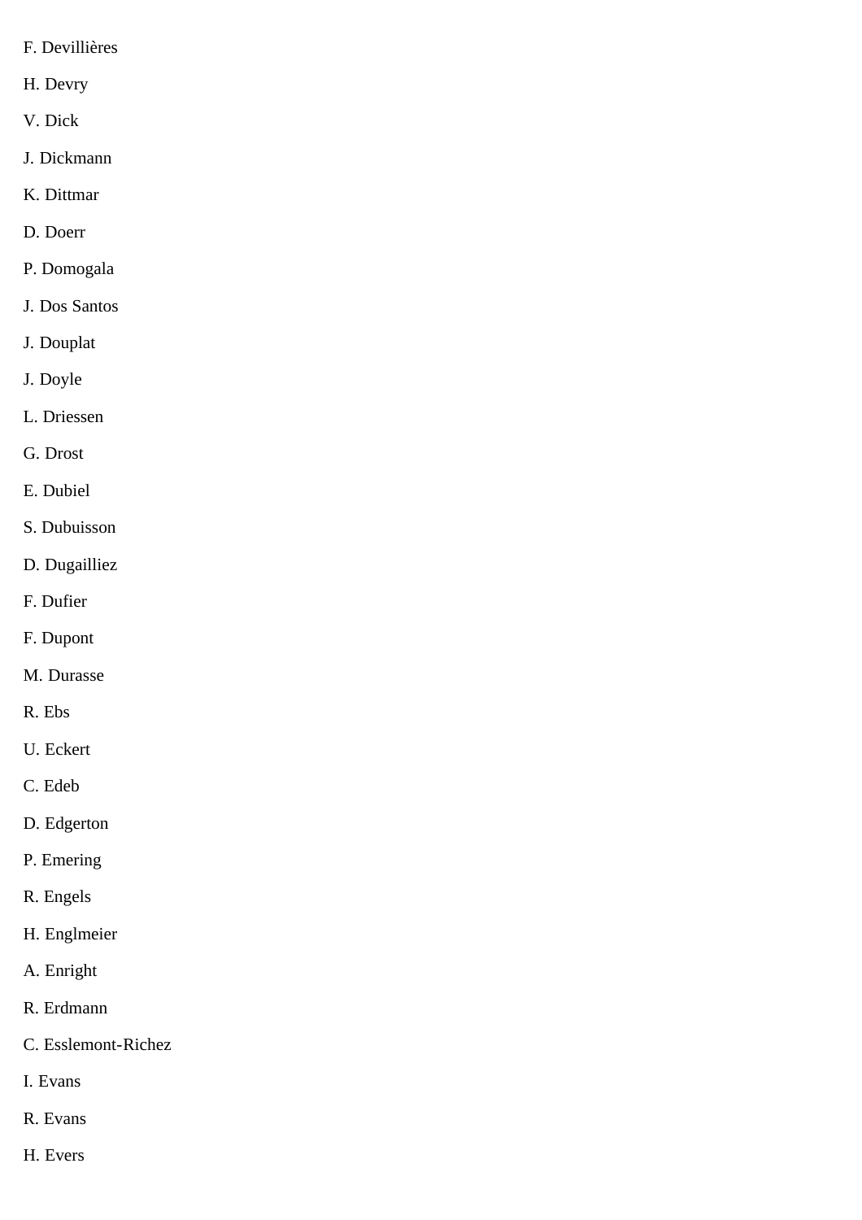F. Devillières

H. Devry

V. Dick

J. Dickmann

K. Dittmar

D. Doerr

P. Domogala

J. Dos Santos

J. Douplat

J. Doyle

L. Driessen

G. Drost

E. Dubiel

S. Dubuisson

D. Dugailliez

F. Dufier

F. Dupont

M. Durasse

R. Ebs

U. Eckert

C. Edeb

D. Edgerton

P. Emering

R. Engels

H. Englmeier

A. Enright

R. Erdmann

C. Esslemont-Richez

I. Evans

R. Evans

H. Evers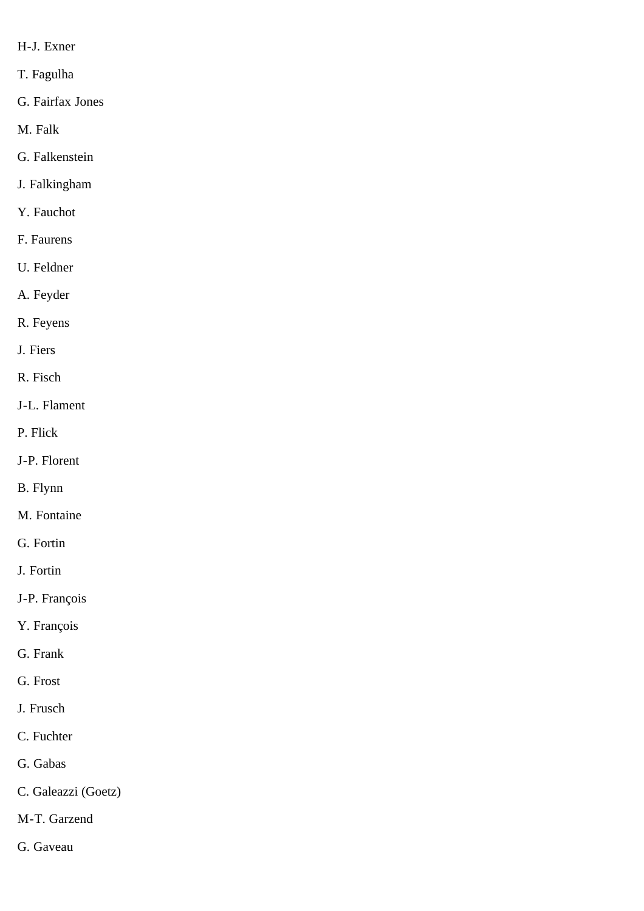H-J. Exner

T. Fagulha

G. Fairfax Jones

M. Falk

G. Falkenstein

J. Falkingham

Y. Fauchot

F. Faurens

U. Feldner

A. Feyder

R. Feyens

J. Fiers

R. Fisch

J-L. Flament

P. Flick

J-P. Florent

B. Flynn

M. Fontaine

G. Fortin

J. Fortin

J-P. François

Y. François

G. Frank

G. Frost

J. Frusch

C. Fuchter

G. Gabas

C. Galeazzi (Goetz)

M-T. Garzend

G. Gaveau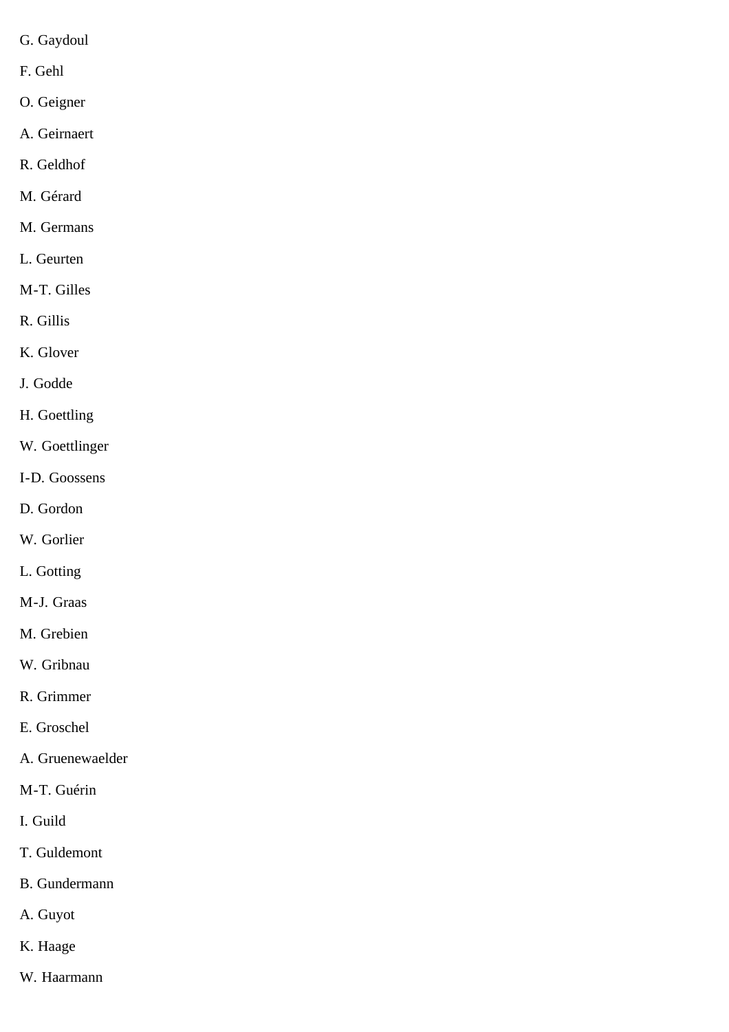G. Gaydoul

F. Gehl

O. Geigner

A. Geirnaert

R. Geldhof

M. Gérard

M. Germans

L. Geurten

M-T. Gilles

R. Gillis

K. Glover

J. Godde

H. Goettling

W. Goettlinger

I-D. Goossens

D. Gordon

W. Gorlier

L. Gotting

M-J. Graas

M. Grebien

W. Gribnau

R. Grimmer

E. Groschel

A. Gruenewaelder

M-T. Guérin

I. Guild

T. Guldemont

B. Gundermann

A. Guyot

K. Haage

W. Haarmann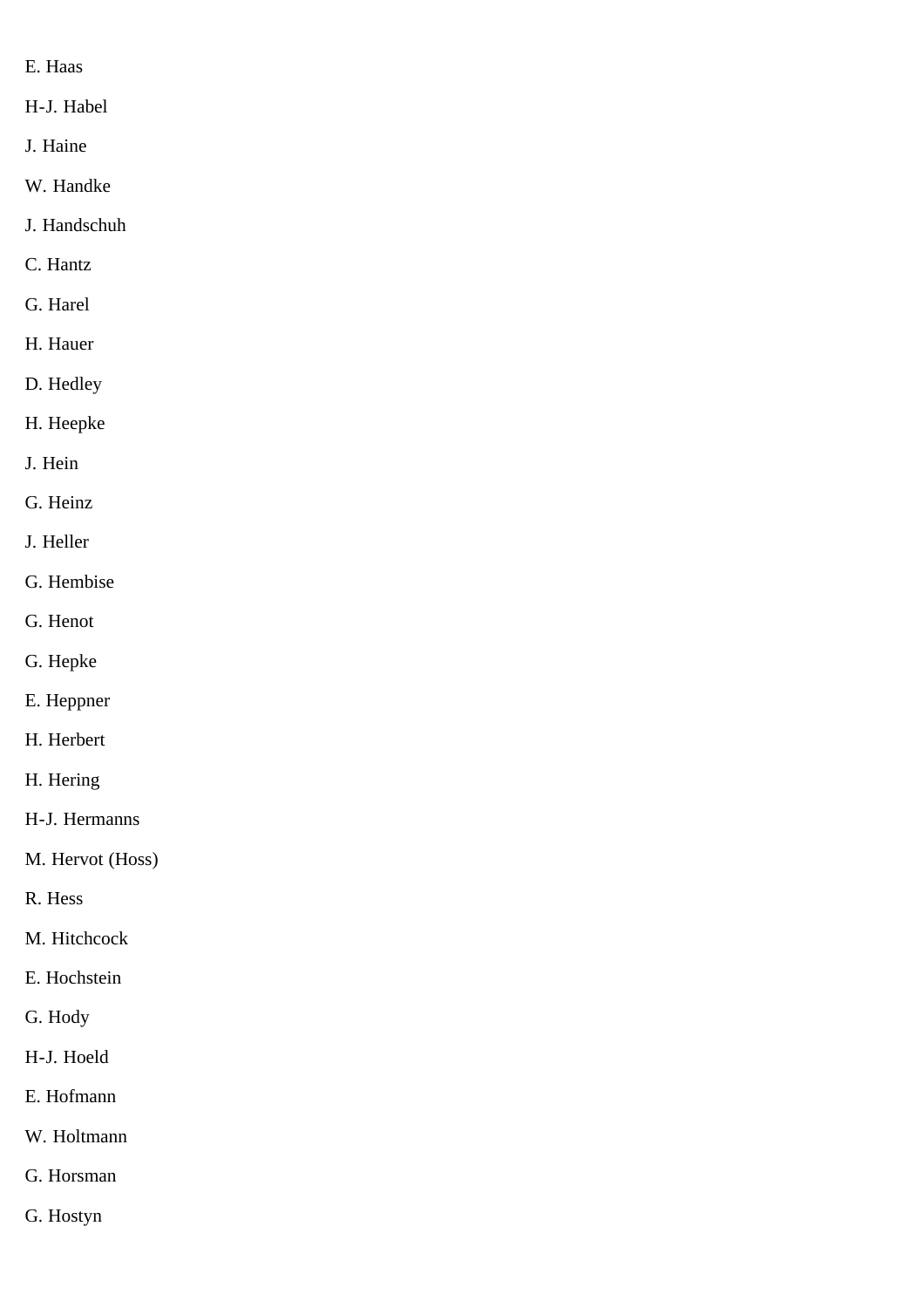E. Haas

H-J. Habel

J. Haine

W. Handke

J. Handschuh

C. Hantz

G. Harel

H. Hauer

D. Hedley

H. Heepke

J. Hein

G. Heinz

J. Heller

G. Hembise

G. Henot

G. Hepke

E. Heppner

H. Herbert

H. Hering

H-J. Hermanns

M. Hervot (Hoss)

R. Hess

M. Hitchcock

E. Hochstein

G. Hody

H-J. Hoeld

E. Hofmann

W. Holtmann

G. Horsman

G. Hostyn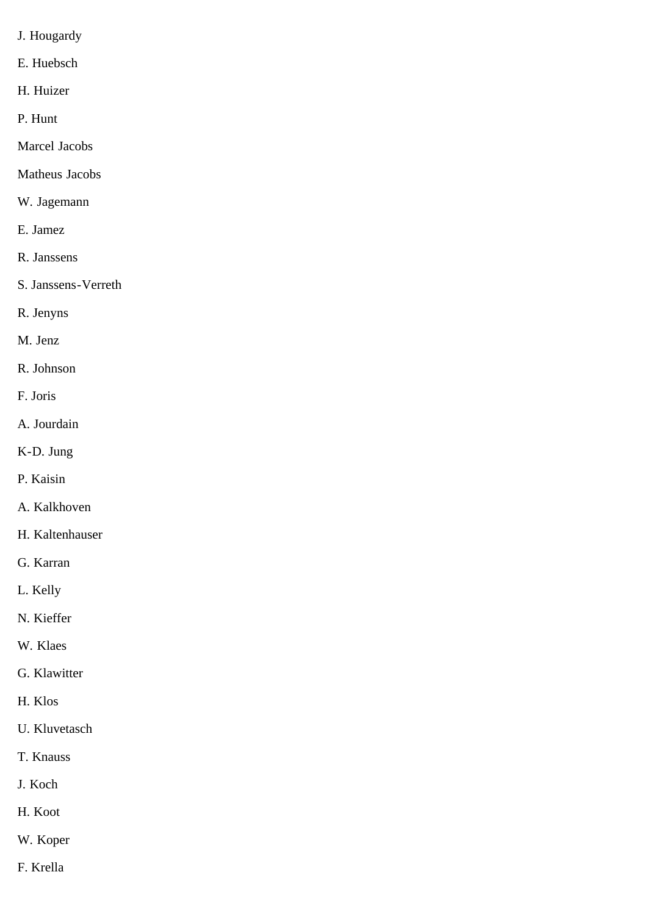J. Hougardy

E. Huebsch

H. Huizer

P. Hunt

Marcel Jacobs

Matheus Jacobs

W. Jagemann

E. Jamez

R. Janssens

S. Janssens-Verreth

R. Jenyns

M. Jenz

R. Johnson

F. Joris

A. Jourdain

K-D. Jung

P. Kaisin

A. Kalkhoven

H. Kaltenhauser

G. Karran

L. Kelly

N. Kieffer

W. Klaes

G. Klawitter

H. Klos

U. Kluvetasch

T. Knauss

J. Koch

H. Koot

W. Koper

F. Krella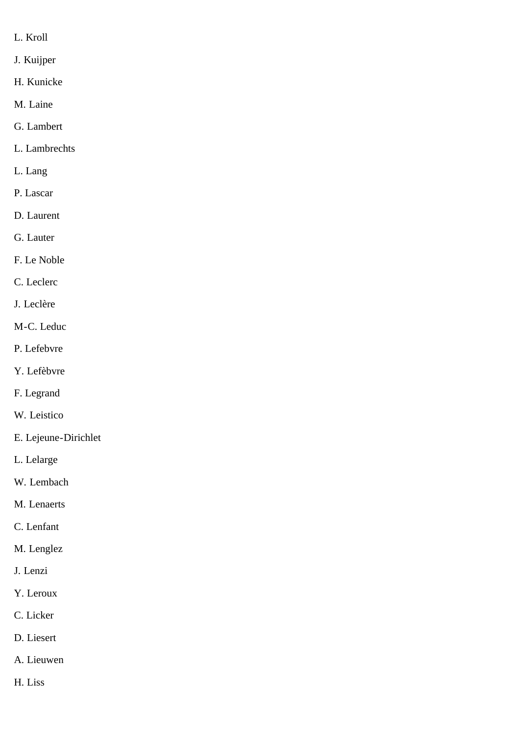L. Kroll

J. Kuijper

H. Kunicke

M. Laine

G. Lambert

L. Lambrechts

L. Lang

P. Lascar

D. Laurent

G. Lauter

F. Le Noble

C. Leclerc

J. Leclère

M-C. Leduc

P. Lefebvre

Y. Lefèbvre

F. Legrand

W. Leistico

E. Lejeune-Dirichlet

L. Lelarge

W. Lembach

M. Lenaerts

C. Lenfant

M. Lenglez

J. Lenzi

Y. Leroux

C. Licker

D. Liesert

A. Lieuwen

H. Liss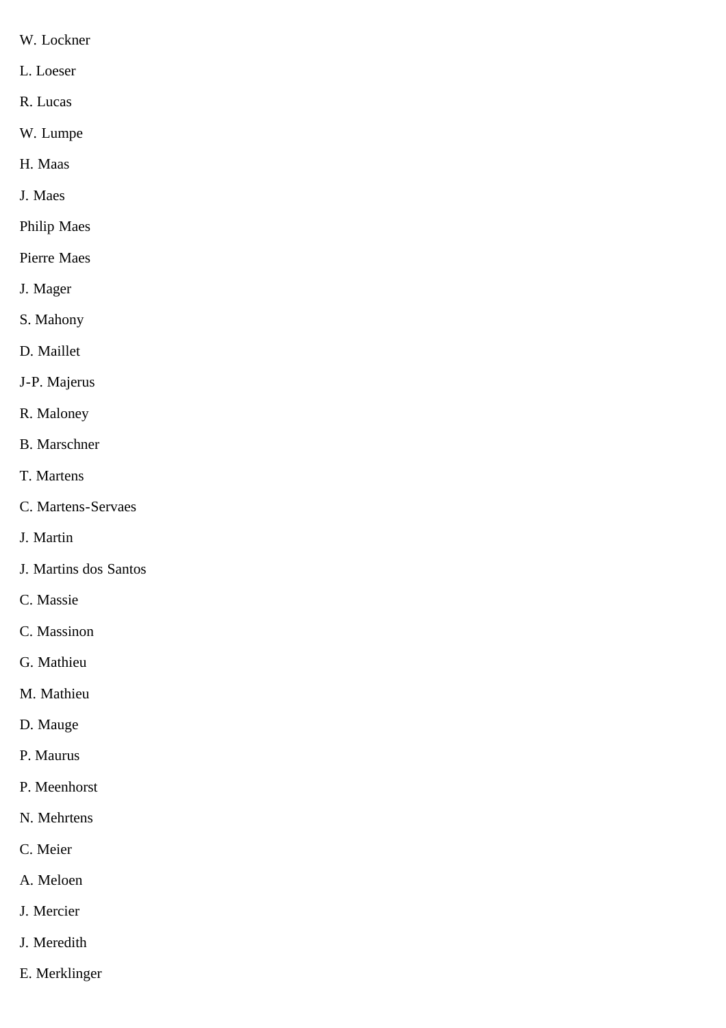W. Lockner

L. Loeser

R. Lucas

W. Lumpe

H. Maas

J. Maes

Philip Maes

Pierre Maes

J. Mager

S. Mahony

D. Maillet

J-P. Majerus

R. Maloney

B. Marschner

T. Martens

C. Martens-Servaes

J. Martin

J. Martins dos Santos

C. Massie

C. Massinon

G. Mathieu

M. Mathieu

D. Mauge

P. Maurus

P. Meenhorst

N. Mehrtens

C. Meier

A. Meloen

J. Mercier

J. Meredith

E. Merklinger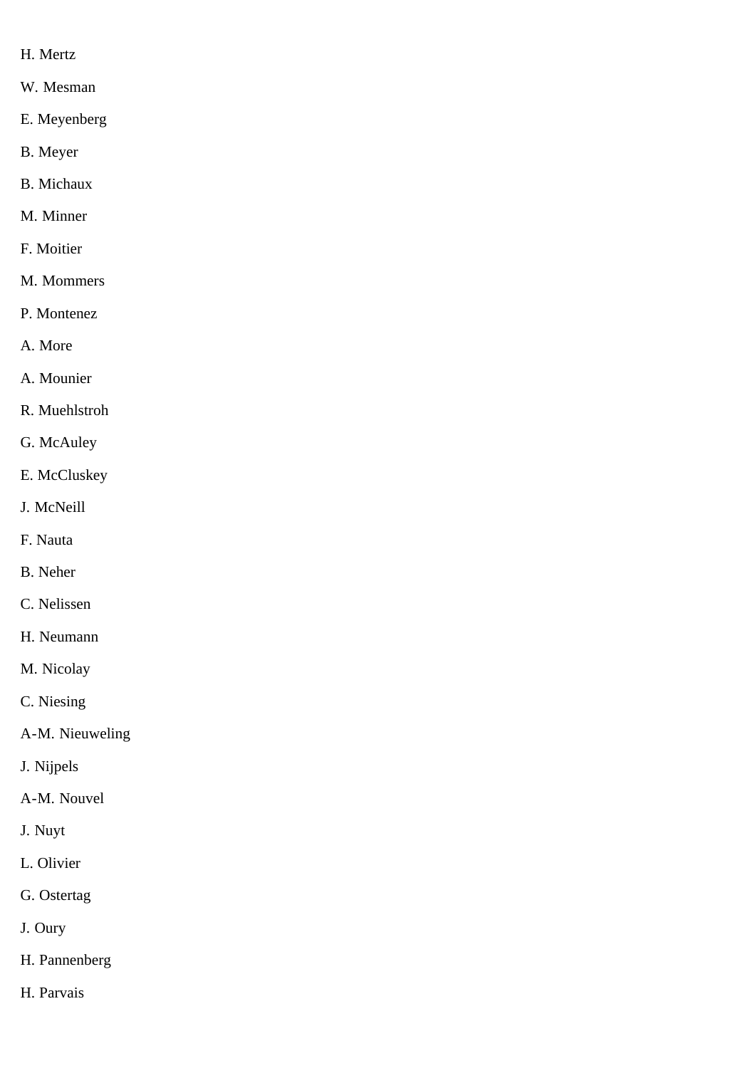H. Mertz

W. Mesman

E. Meyenberg

B. Meyer

B. Michaux

M. Minner

F. Moitier

M. Mommers

P. Montenez

A. More

A. Mounier

R. Muehlstroh

G. McAuley

E. McCluskey

J. McNeill

F. Nauta

B. Neher

C. Nelissen

H. Neumann

M. Nicolay

C. Niesing

A-M. Nieuweling

J. Nijpels

A-M. Nouvel

J. Nuyt

L. Olivier

G. Ostertag

J. Oury

H. Pannenberg

H. Parvais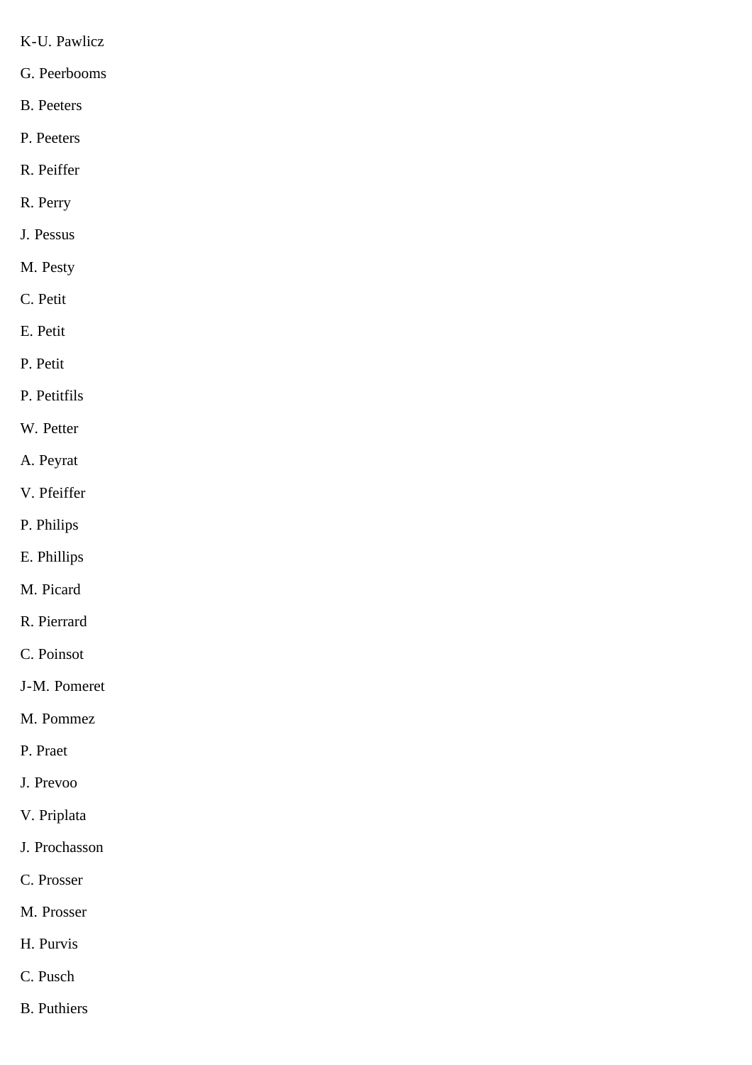K-U. Pawlicz

G. Peerbooms

B. Peeters

P. Peeters

R. Peiffer

R. Perry

J. Pessus

M. Pesty

C. Petit

E. Petit

P. Petit

P. Petitfils

W. Petter

A. Peyrat

V. Pfeiffer

P. Philips

E. Phillips

M. Picard

R. Pierrard

C. Poinsot

J-M. Pomeret

M. Pommez

P. Praet

J. Prevoo

V. Priplata

J. Prochasson

C. Prosser

M. Prosser

H. Purvis

C. Pusch

B. Puthiers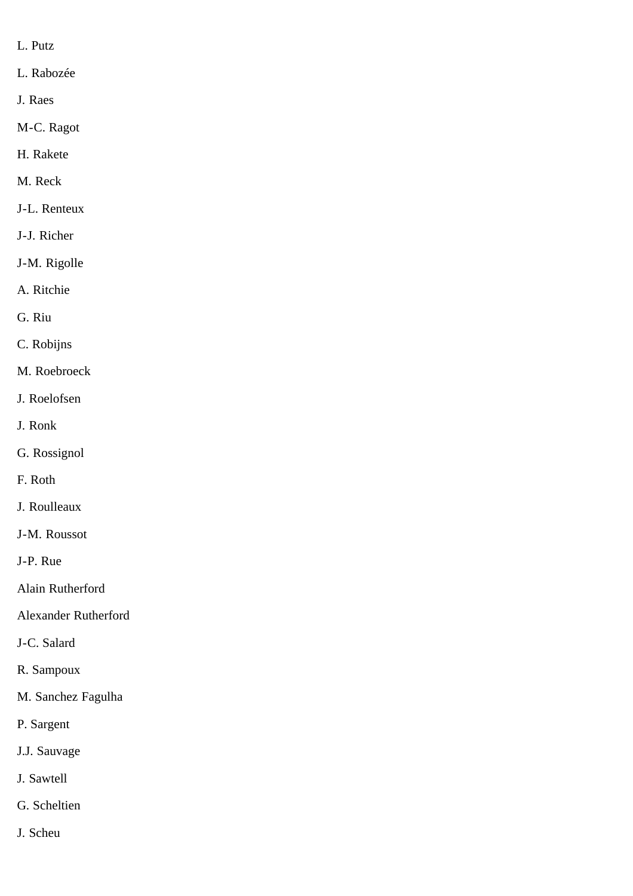L. Putz

L. Rabozée

J. Raes

M-C. Ragot

H. Rakete

M. Reck

J-L. Renteux

J-J. Richer

J-M. Rigolle

A. Ritchie

G. Riu

C. Robijns

M. Roebroeck

J. Roelofsen

J. Ronk

G. Rossignol

F. Roth

J. Roulleaux

J-M. Roussot

J-P. Rue

Alain Rutherford

Alexander Rutherford

J-C. Salard

R. Sampoux

M. Sanchez Fagulha

P. Sargent

J.J. Sauvage

J. Sawtell

G. Scheltien

J. Scheu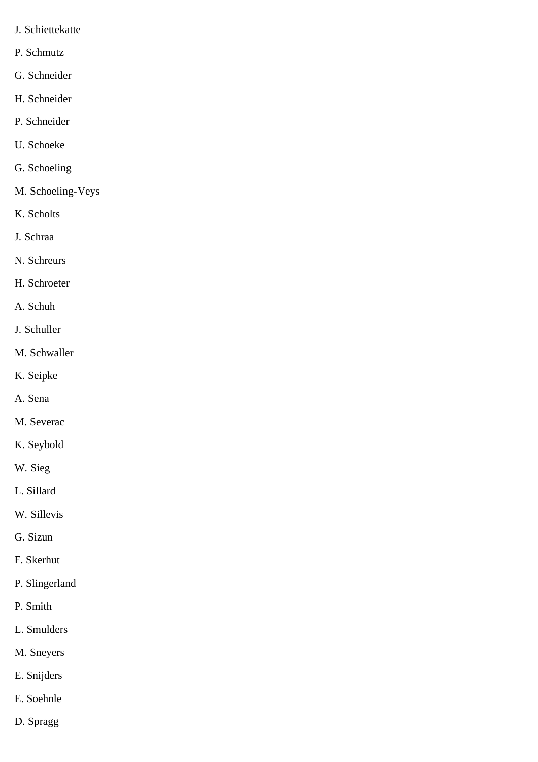J. Schiettekatte

P. Schmutz

G. Schneider

H. Schneider

P. Schneider

U. Schoeke

G. Schoeling

M. Schoeling-Veys

K. Scholts

J. Schraa

N. Schreurs

H. Schroeter

A. Schuh

J. Schuller

M. Schwaller

K. Seipke

A. Sena

M. Severac

K. Seybold

W. Sieg

L. Sillard

W. Sillevis

G. Sizun

F. Skerhut

P. Slingerland

P. Smith

L. Smulders

M. Sneyers

E. Snijders

E. Soehnle

D. Spragg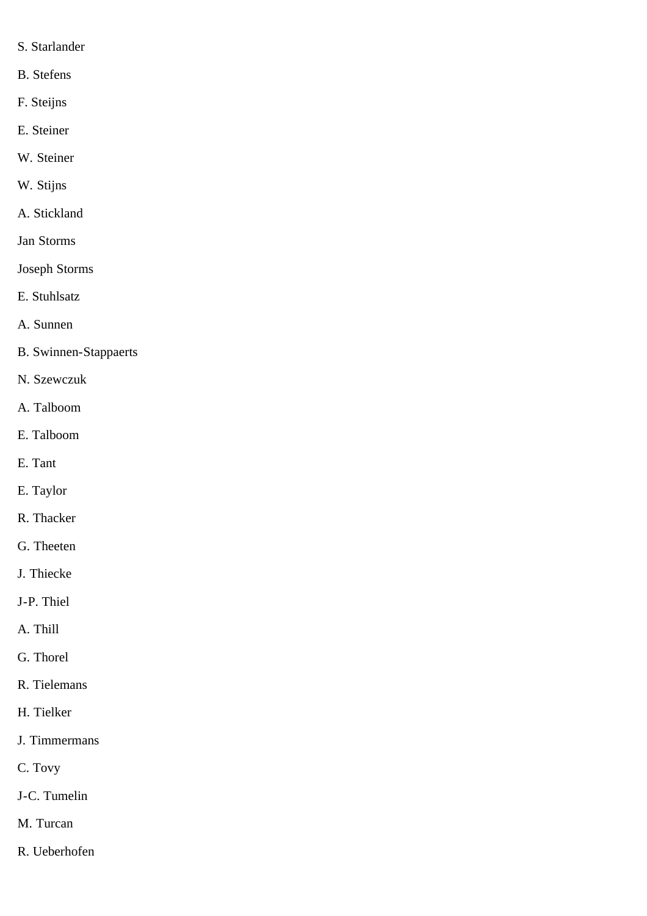S. Starlander

B. Stefens

F. Steijns

E. Steiner

W. Steiner

W. Stijns

A. Stickland

Jan Storms

Joseph Storms

E. Stuhlsatz

A. Sunnen

B. Swinnen-Stappaerts

N. Szewczuk

A. Talboom

E. Talboom

E. Tant

E. Taylor

R. Thacker

G. Theeten

J. Thiecke

J-P. Thiel

A. Thill

G. Thorel

R. Tielemans

H. Tielker

J. Timmermans

C. Tovy

J-C. Tumelin

M. Turcan

R. Ueberhofen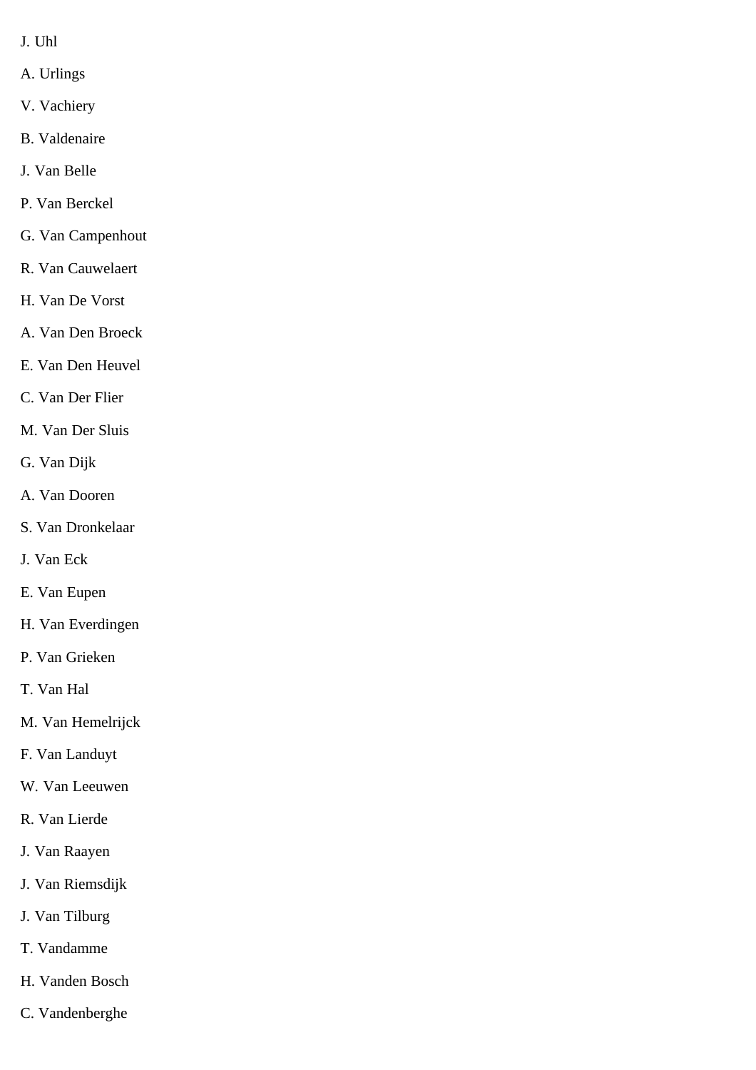J. Uhl

A. Urlings

V. Vachiery

B. Valdenaire

J. Van Belle

P. Van Berckel

G. Van Campenhout

R. Van Cauwelaert

H. Van De Vorst

A. Van Den Broeck

E. Van Den Heuvel

C. Van Der Flier

M. Van Der Sluis

G. Van Dijk

A. Van Dooren

S. Van Dronkelaar

J. Van Eck

E. Van Eupen

H. Van Everdingen

P. Van Grieken

T. Van Hal

M. Van Hemelrijck

F. Van Landuyt

W. Van Leeuwen

R. Van Lierde

J. Van Raayen

J. Van Riemsdijk

J. Van Tilburg

T. Vandamme

H. Vanden Bosch

C. Vandenberghe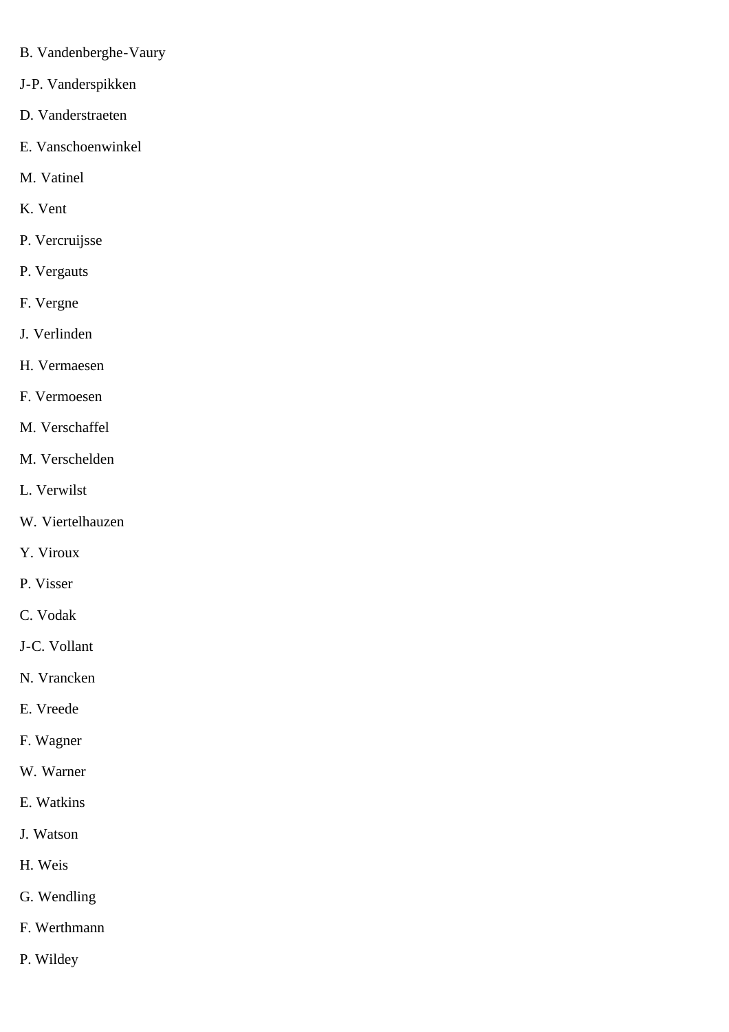B. Vandenberghe-Vaury

J-P. Vanderspikken

D. Vanderstraeten

E. Vanschoenwinkel

M. Vatinel

K. Vent

P. Vercruijsse

P. Vergauts

F. Vergne

J. Verlinden

H. Vermaesen

F. Vermoesen

M. Verschaffel

M. Verschelden

L. Verwilst

W. Viertelhauzen

Y. Viroux

P. Visser

C. Vodak

J-C. Vollant

N. Vrancken

E. Vreede

F. Wagner

W. Warner

E. Watkins

J. Watson

H. Weis

G. Wendling

F. Werthmann

P. Wildey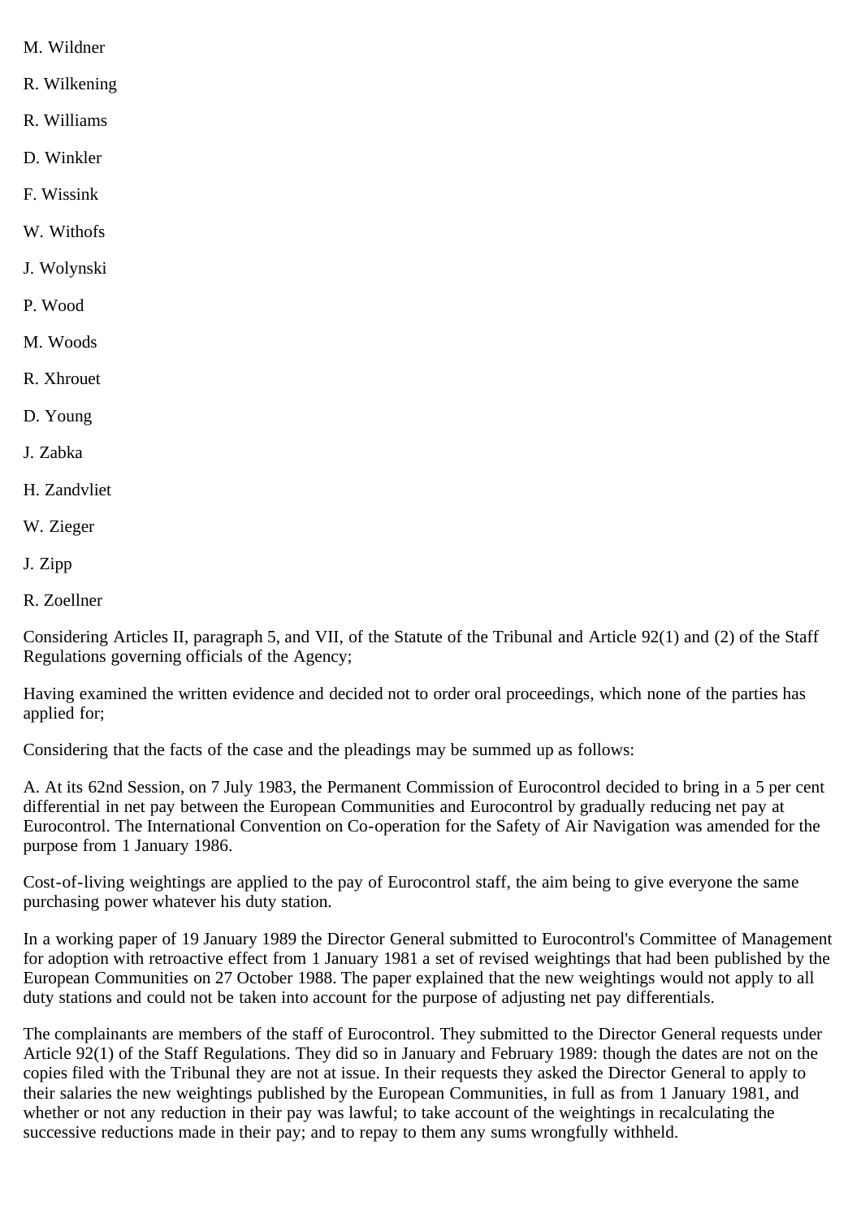M. Wildner

R. Wilkening

R. Williams

D. Winkler

F. Wissink

W. Withofs

J. Wolynski

P. Wood

M. Woods

R. Xhrouet

D. Young

J. Zabka

H. Zandvliet

W. Zieger

J. Zipp

R. Zoellner

Considering Articles II, paragraph 5, and VII, of the Statute of the Tribunal and Article 92(1) and (2) of the Staff Regulations governing officials of the Agency;

Having examined the written evidence and decided not to order oral proceedings, which none of the parties has applied for;

Considering that the facts of the case and the pleadings may be summed up as follows:

A. At its 62nd Session, on 7 July 1983, the Permanent Commission of Eurocontrol decided to bring in a 5 per cent differential in net pay between the European Communities and Eurocontrol by gradually reducing net pay at Eurocontrol. The International Convention on Co-operation for the Safety of Air Navigation was amended for the purpose from 1 January 1986.

Cost-of-living weightings are applied to the pay of Eurocontrol staff, the aim being to give everyone the same purchasing power whatever his duty station.

In a working paper of 19 January 1989 the Director General submitted to Eurocontrol's Committee of Management for adoption with retroactive effect from 1 January 1981 a set of revised weightings that had been published by the European Communities on 27 October 1988. The paper explained that the new weightings would not apply to all duty stations and could not be taken into account for the purpose of adjusting net pay differentials.

The complainants are members of the staff of Eurocontrol. They submitted to the Director General requests under Article 92(1) of the Staff Regulations. They did so in January and February 1989: though the dates are not on the copies filed with the Tribunal they are not at issue. In their requests they asked the Director General to apply to their salaries the new weightings published by the European Communities, in full as from 1 January 1981, and whether or not any reduction in their pay was lawful; to take account of the weightings in recalculating the successive reductions made in their pay; and to repay to them any sums wrongfully withheld.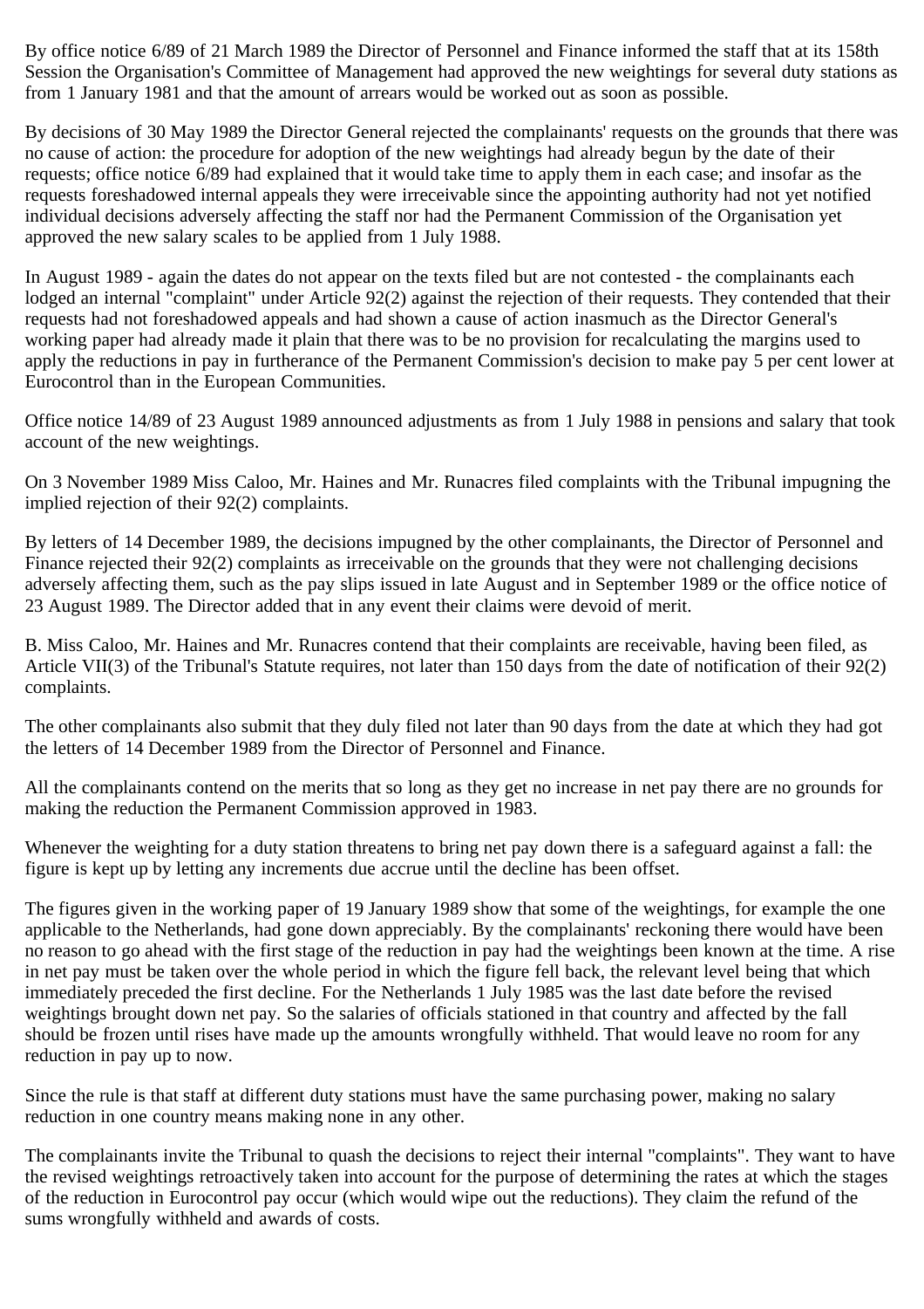By office notice 6/89 of 21 March 1989 the Director of Personnel and Finance informed the staff that at its 158th Session the Organisation's Committee of Management had approved the new weightings for several duty stations as from 1 January 1981 and that the amount of arrears would be worked out as soon as possible.

By decisions of 30 May 1989 the Director General rejected the complainants' requests on the grounds that there was no cause of action: the procedure for adoption of the new weightings had already begun by the date of their requests; office notice 6/89 had explained that it would take time to apply them in each case; and insofar as the requests foreshadowed internal appeals they were irreceivable since the appointing authority had not yet notified individual decisions adversely affecting the staff nor had the Permanent Commission of the Organisation yet approved the new salary scales to be applied from 1 July 1988.

In August 1989 - again the dates do not appear on the texts filed but are not contested - the complainants each lodged an internal "complaint" under Article 92(2) against the rejection of their requests. They contended that their requests had not foreshadowed appeals and had shown a cause of action inasmuch as the Director General's working paper had already made it plain that there was to be no provision for recalculating the margins used to apply the reductions in pay in furtherance of the Permanent Commission's decision to make pay 5 per cent lower at Eurocontrol than in the European Communities.

Office notice 14/89 of 23 August 1989 announced adjustments as from 1 July 1988 in pensions and salary that took account of the new weightings.

On 3 November 1989 Miss Caloo, Mr. Haines and Mr. Runacres filed complaints with the Tribunal impugning the implied rejection of their 92(2) complaints.

By letters of 14 December 1989, the decisions impugned by the other complainants, the Director of Personnel and Finance rejected their 92(2) complaints as irreceivable on the grounds that they were not challenging decisions adversely affecting them, such as the pay slips issued in late August and in September 1989 or the office notice of 23 August 1989. The Director added that in any event their claims were devoid of merit.

B. Miss Caloo, Mr. Haines and Mr. Runacres contend that their complaints are receivable, having been filed, as Article VII(3) of the Tribunal's Statute requires, not later than 150 days from the date of notification of their 92(2) complaints.

The other complainants also submit that they duly filed not later than 90 days from the date at which they had got the letters of 14 December 1989 from the Director of Personnel and Finance.

All the complainants contend on the merits that so long as they get no increase in net pay there are no grounds for making the reduction the Permanent Commission approved in 1983.

Whenever the weighting for a duty station threatens to bring net pay down there is a safeguard against a fall: the figure is kept up by letting any increments due accrue until the decline has been offset.

The figures given in the working paper of 19 January 1989 show that some of the weightings, for example the one applicable to the Netherlands, had gone down appreciably. By the complainants' reckoning there would have been no reason to go ahead with the first stage of the reduction in pay had the weightings been known at the time. A rise in net pay must be taken over the whole period in which the figure fell back, the relevant level being that which immediately preceded the first decline. For the Netherlands 1 July 1985 was the last date before the revised weightings brought down net pay. So the salaries of officials stationed in that country and affected by the fall should be frozen until rises have made up the amounts wrongfully withheld. That would leave no room for any reduction in pay up to now.

Since the rule is that staff at different duty stations must have the same purchasing power, making no salary reduction in one country means making none in any other.

The complainants invite the Tribunal to quash the decisions to reject their internal "complaints". They want to have the revised weightings retroactively taken into account for the purpose of determining the rates at which the stages of the reduction in Eurocontrol pay occur (which would wipe out the reductions). They claim the refund of the sums wrongfully withheld and awards of costs.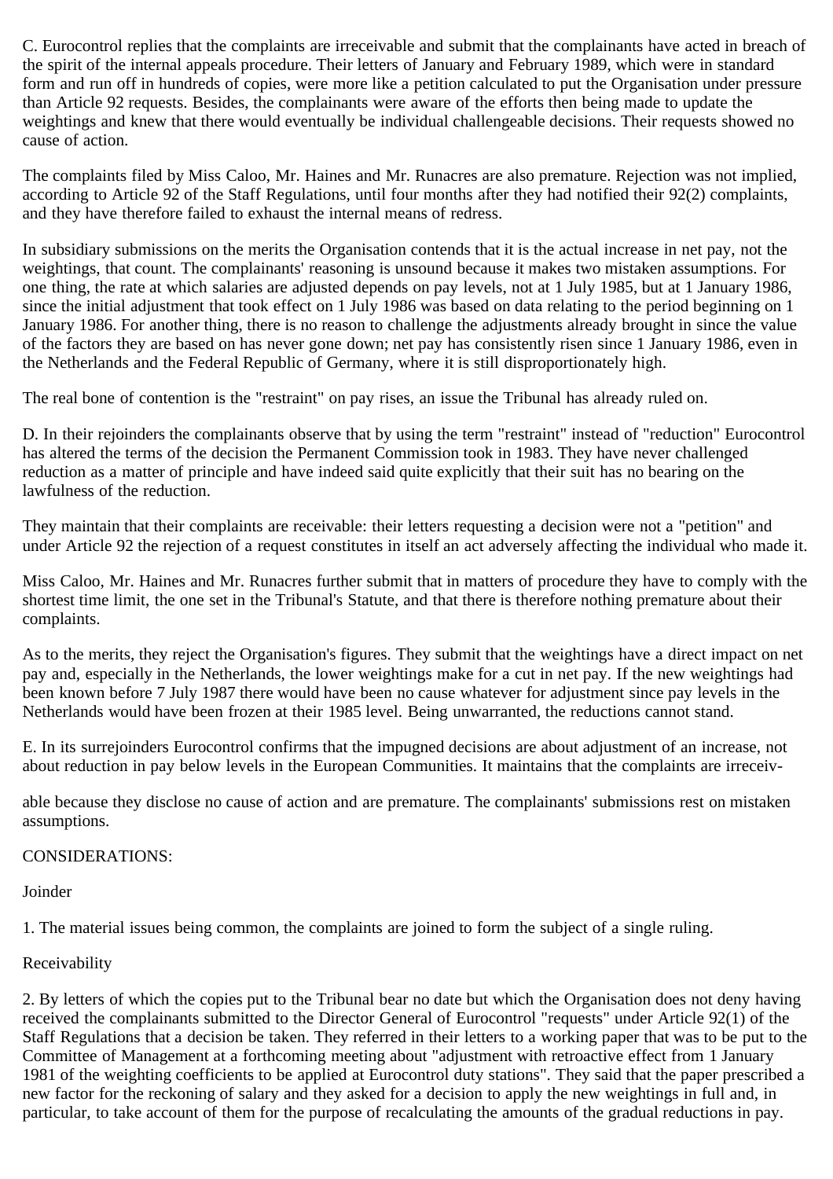C. Eurocontrol replies that the complaints are irreceivable and submit that the complainants have acted in breach of the spirit of the internal appeals procedure. Their letters of January and February 1989, which were in standard form and run off in hundreds of copies, were more like a petition calculated to put the Organisation under pressure than Article 92 requests. Besides, the complainants were aware of the efforts then being made to update the weightings and knew that there would eventually be individual challengeable decisions. Their requests showed no cause of action.

The complaints filed by Miss Caloo, Mr. Haines and Mr. Runacres are also premature. Rejection was not implied, according to Article 92 of the Staff Regulations, until four months after they had notified their 92(2) complaints, and they have therefore failed to exhaust the internal means of redress.

In subsidiary submissions on the merits the Organisation contends that it is the actual increase in net pay, not the weightings, that count. The complainants' reasoning is unsound because it makes two mistaken assumptions. For one thing, the rate at which salaries are adjusted depends on pay levels, not at 1 July 1985, but at 1 January 1986, since the initial adjustment that took effect on 1 July 1986 was based on data relating to the period beginning on 1 January 1986. For another thing, there is no reason to challenge the adjustments already brought in since the value of the factors they are based on has never gone down; net pay has consistently risen since 1 January 1986, even in the Netherlands and the Federal Republic of Germany, where it is still disproportionately high.

The real bone of contention is the "restraint" on pay rises, an issue the Tribunal has already ruled on.

D. In their rejoinders the complainants observe that by using the term "restraint" instead of "reduction" Eurocontrol has altered the terms of the decision the Permanent Commission took in 1983. They have never challenged reduction as a matter of principle and have indeed said quite explicitly that their suit has no bearing on the lawfulness of the reduction.

They maintain that their complaints are receivable: their letters requesting a decision were not a "petition" and under Article 92 the rejection of a request constitutes in itself an act adversely affecting the individual who made it.

Miss Caloo, Mr. Haines and Mr. Runacres further submit that in matters of procedure they have to comply with the shortest time limit, the one set in the Tribunal's Statute, and that there is therefore nothing premature about their complaints.

As to the merits, they reject the Organisation's figures. They submit that the weightings have a direct impact on net pay and, especially in the Netherlands, the lower weightings make for a cut in net pay. If the new weightings had been known before 7 July 1987 there would have been no cause whatever for adjustment since pay levels in the Netherlands would have been frozen at their 1985 level. Being unwarranted, the reductions cannot stand.

E. In its surrejoinders Eurocontrol confirms that the impugned decisions are about adjustment of an increase, not about reduction in pay below levels in the European Communities. It maintains that the complaints are irreceivable because they disclose no cause of action and are premature. The complainants' submissions rest on mistaken assumptions.

CONSIDERATIONS:

Joinder

1. The material issues being common, the complaints are joined to form the subject of a single ruling.

Receivability

2. By letters of which the copies put to the Tribunal bear no date but which the Organisation does not deny having received the complainants submitted to the Director General of Eurocontrol "requests" under Article 92(1) of the Staff Regulations that a decision be taken. They referred in their letters to a working paper that was to be put to the Committee of Management at a forthcoming meeting about "adjustment with retroactive effect from 1 January 1981 of the weighting coefficients to be applied at Eurocontrol duty stations". They said that the paper prescribed a new factor for the reckoning of salary and they asked for a decision to apply the new weightings in full and, in particular, to take account of them for the purpose of recalculating the amounts of the gradual reductions in pay.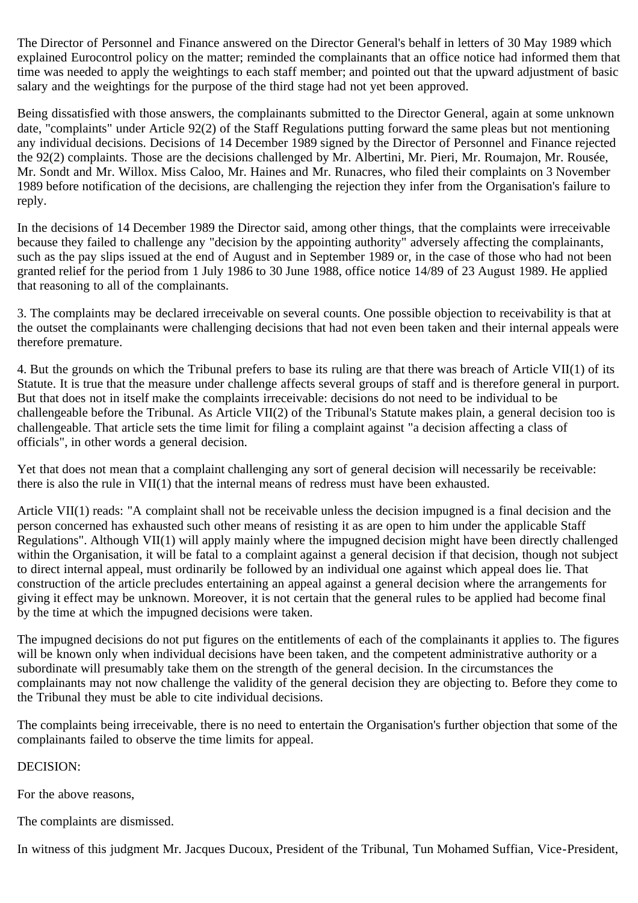The Director of Personnel and Finance answered on the Director General's behalf in letters of 30 May 1989 which explained Eurocontrol policy on the matter; reminded the complainants that an office notice had informed them that time was needed to apply the weightings to each staff member; and pointed out that the upward adjustment of basic salary and the weightings for the purpose of the third stage had not yet been approved.

Being dissatisfied with those answers, the complainants submitted to the Director General, again at some unknown date, "complaints" under Article 92(2) of the Staff Regulations putting forward the same pleas but not mentioning any individual decisions. Decisions of 14 December 1989 signed by the Director of Personnel and Finance rejected the 92(2) complaints. Those are the decisions challenged by Mr. Albertini, Mr. Pieri, Mr. Roumajon, Mr. Rousée, Mr. Sondt and Mr. Willox. Miss Caloo, Mr. Haines and Mr. Runacres, who filed their complaints on 3 November 1989 before notification of the decisions, are challenging the rejection they infer from the Organisation's failure to reply.

In the decisions of 14 December 1989 the Director said, among other things, that the complaints were irreceivable because they failed to challenge any "decision by the appointing authority" adversely affecting the complainants, such as the pay slips issued at the end of August and in September 1989 or, in the case of those who had not been granted relief for the period from 1 July 1986 to 30 June 1988, office notice 14/89 of 23 August 1989. He applied that reasoning to all of the complainants.

3. The complaints may be declared irreceivable on several counts. One possible objection to receivability is that at the outset the complainants were challenging decisions that had not even been taken and their internal appeals were therefore premature.

4. But the grounds on which the Tribunal prefers to base its ruling are that there was breach of Article VII(1) of its Statute. It is true that the measure under challenge affects several groups of staff and is therefore general in purport. But that does not in itself make the complaints irreceivable: decisions do not need to be individual to be challengeable before the Tribunal. As Article VII(2) of the Tribunal's Statute makes plain, a general decision too is challengeable. That article sets the time limit for filing a complaint against "a decision affecting a class of officials", in other words a general decision.

Yet that does not mean that a complaint challenging any sort of general decision will necessarily be receivable: there is also the rule in VII(1) that the internal means of redress must have been exhausted.

Article VII(1) reads: "A complaint shall not be receivable unless the decision impugned is a final decision and the person concerned has exhausted such other means of resisting it as are open to him under the applicable Staff Regulations". Although VII(1) will apply mainly where the impugned decision might have been directly challenged within the Organisation, it will be fatal to a complaint against a general decision if that decision, though not subject to direct internal appeal, must ordinarily be followed by an individual one against which appeal does lie. That construction of the article precludes entertaining an appeal against a general decision where the arrangements for giving it effect may be unknown. Moreover, it is not certain that the general rules to be applied had become final by the time at which the impugned decisions were taken.

The impugned decisions do not put figures on the entitlements of each of the complainants it applies to. The figures will be known only when individual decisions have been taken, and the competent administrative authority or a subordinate will presumably take them on the strength of the general decision. In the circumstances the complainants may not now challenge the validity of the general decision they are objecting to. Before they come to the Tribunal they must be able to cite individual decisions.

The complaints being irreceivable, there is no need to entertain the Organisation's further objection that some of the complainants failed to observe the time limits for appeal.

DECISION:

For the above reasons,

The complaints are dismissed.

In witness of this judgment Mr. Jacques Ducoux, President of the Tribunal, Tun Mohamed Suffian, Vice-President,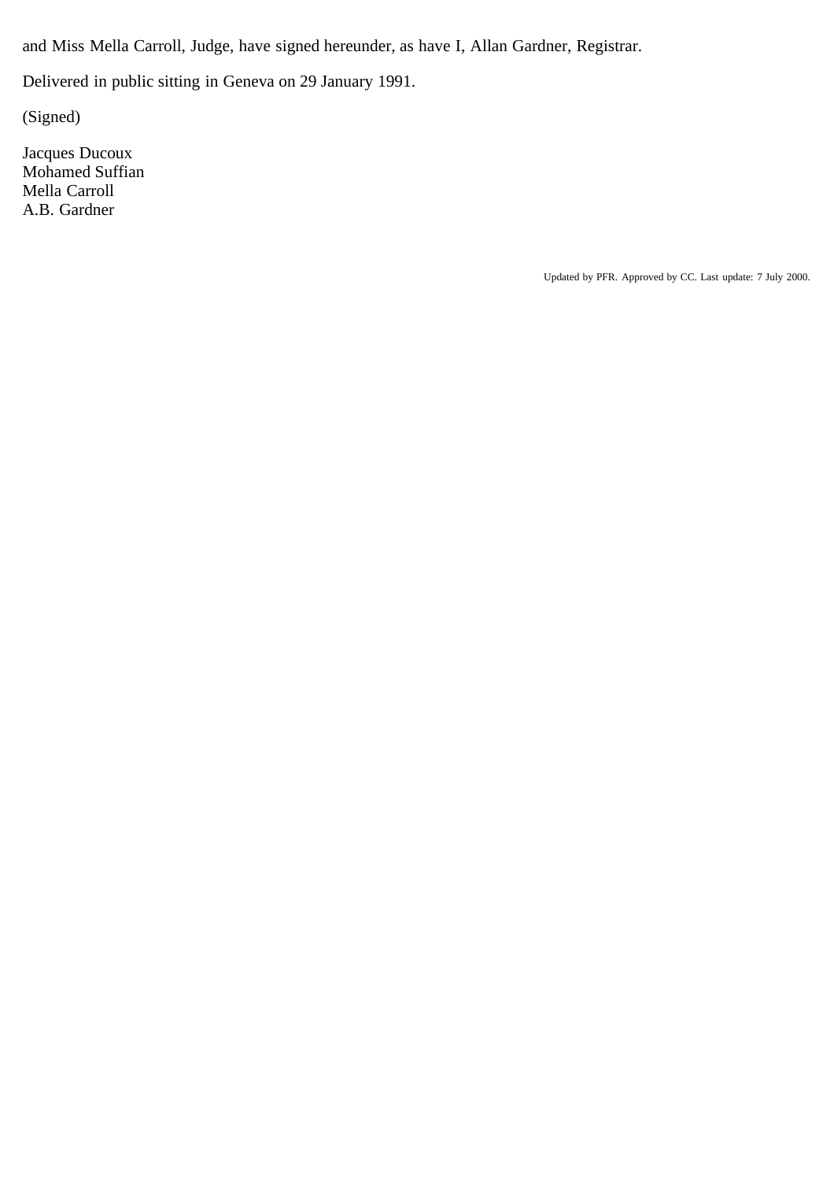and Miss Mella Carroll, Judge, have signed hereunder, as have I, Allan Gardner, Registrar.

Delivered in public sitting in Geneva on 29 January 1991.

(Signed)

Jacques Ducoux
Mohamed Suffian
Mella Carroll
A.B. Gardner

Updated by PFR. Approved by CC. Last update: 7 July 2000.